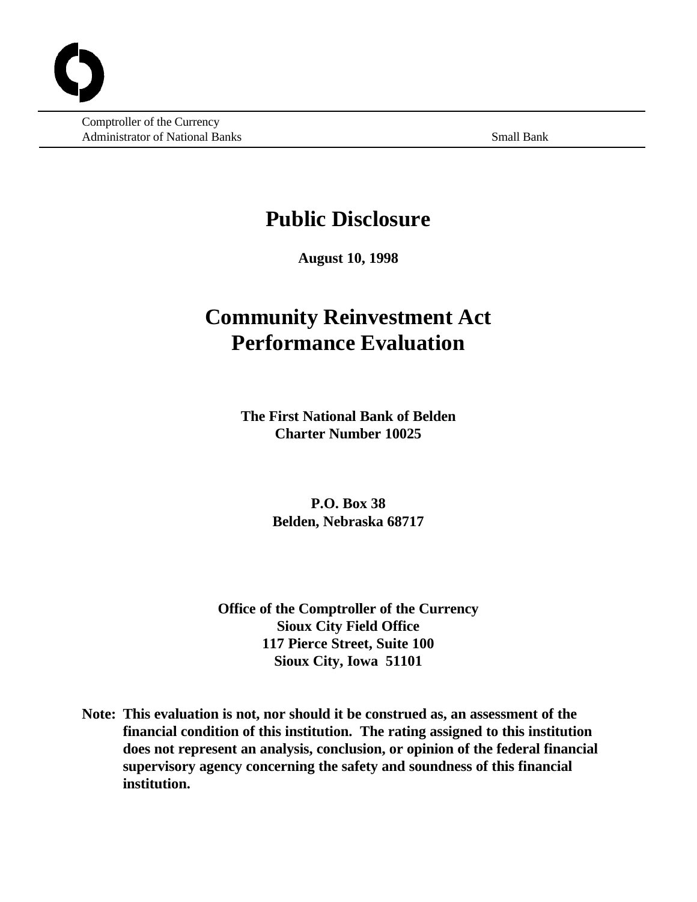Comptroller of the Currency
Administrator of National Banks

Small Bank

# Public Disclosure

**August 10, 1998**

# Community Reinvestment Act Performance Evaluation

**The First National Bank of Belden**
**Charter Number 10025**

**P.O. Box 38**
**Belden, Nebraska 68717**

**Office of the Comptroller of the Currency**
**Sioux City Field Office**
**117 Pierce Street, Suite 100**
**Sioux City, Iowa 51101**

**Note: This evaluation is not, nor should it be construed as, an assessment of the financial condition of this institution. The rating assigned to this institution does not represent an analysis, conclusion, or opinion of the federal financial supervisory agency concerning the safety and soundness of this financial institution.**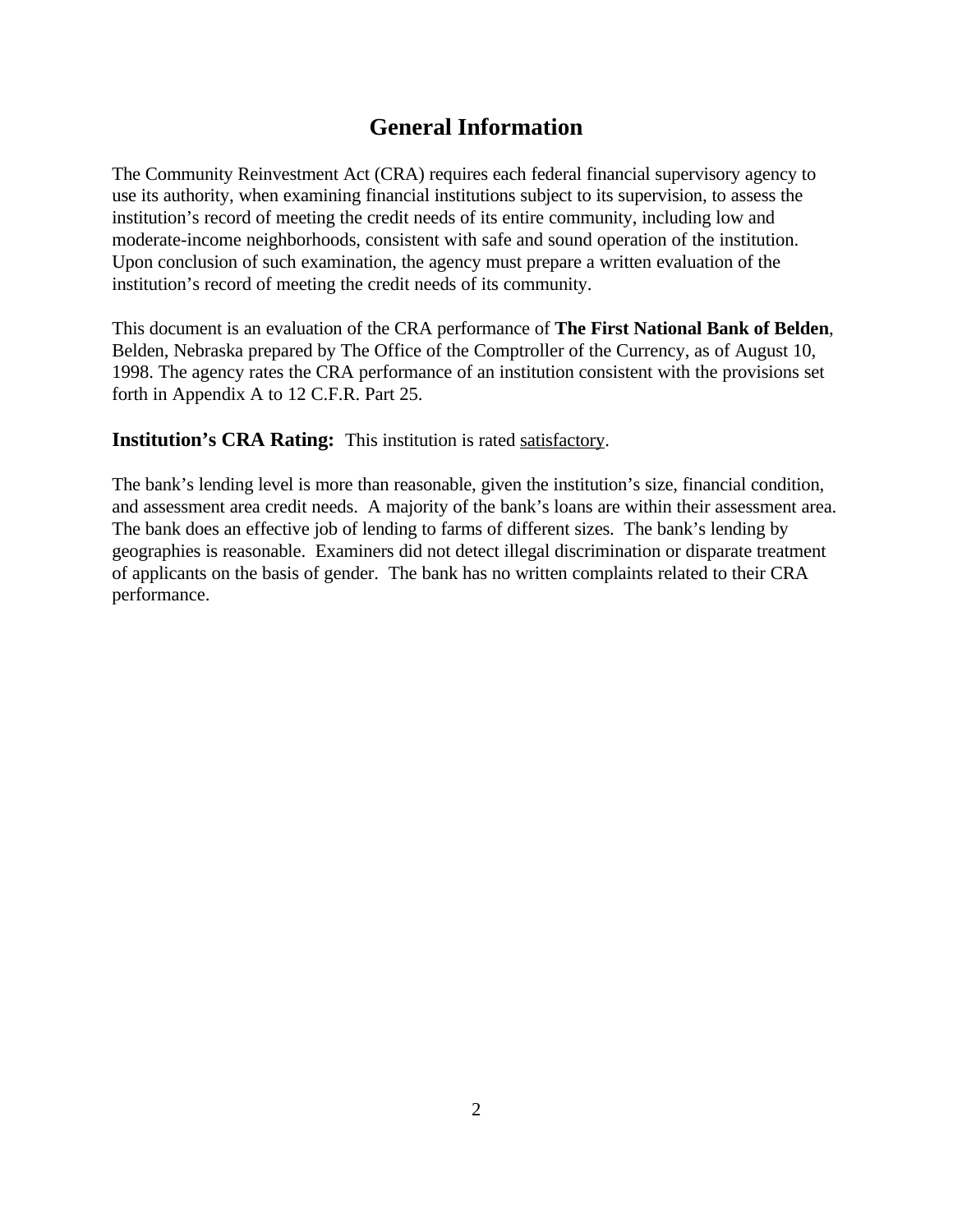# General Information

The Community Reinvestment Act (CRA) requires each federal financial supervisory agency to use its authority, when examining financial institutions subject to its supervision, to assess the institution's record of meeting the credit needs of its entire community, including low and moderate-income neighborhoods, consistent with safe and sound operation of the institution. Upon conclusion of such examination, the agency must prepare a written evaluation of the institution's record of meeting the credit needs of its community.

This document is an evaluation of the CRA performance of **The First National Bank of Belden**, Belden, Nebraska prepared by The Office of the Comptroller of the Currency, as of August 10, 1998. The agency rates the CRA performance of an institution consistent with the provisions set forth in Appendix A to 12 C.F.R. Part 25.

**Institution's CRA Rating:** This institution is rated satisfactory.

The bank's lending level is more than reasonable, given the institution's size, financial condition, and assessment area credit needs. A majority of the bank's loans are within their assessment area. The bank does an effective job of lending to farms of different sizes. The bank's lending by geographies is reasonable. Examiners did not detect illegal discrimination or disparate treatment of applicants on the basis of gender. The bank has no written complaints related to their CRA performance.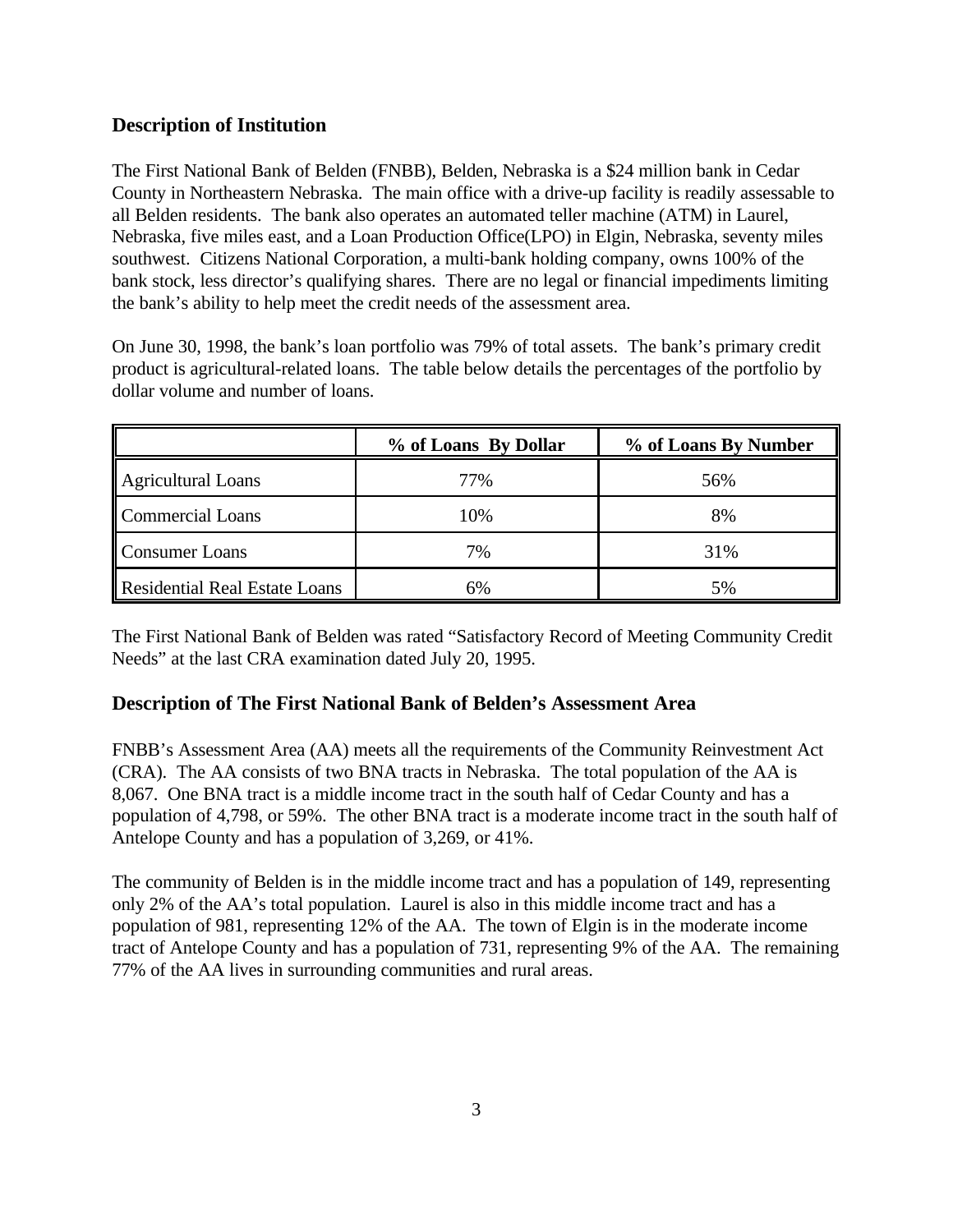## Description of Institution

The First National Bank of Belden (FNBB), Belden, Nebraska is a $24 million bank in Cedar County in Northeastern Nebraska. The main office with a drive-up facility is readily assessable to all Belden residents. The bank also operates an automated teller machine (ATM) in Laurel, Nebraska, five miles east, and a Loan Production Office(LPO) in Elgin, Nebraska, seventy miles southwest. Citizens National Corporation, a multi-bank holding company, owns 100% of the bank stock, less director's qualifying shares. There are no legal or financial impediments limiting the bank's ability to help meet the credit needs of the assessment area.

On June 30, 1998, the bank's loan portfolio was 79% of total assets. The bank's primary credit product is agricultural-related loans. The table below details the percentages of the portfolio by dollar volume and number of loans.

| | % of Loans By Dollar | % of Loans By Number |
|---|---|---|
| Agricultural Loans | 77% | 56% |
| Commercial Loans | 10% | 8% |
| Consumer Loans | 7% | 31% |
| Residential Real Estate Loans | 6% | 5% |

The First National Bank of Belden was rated "Satisfactory Record of Meeting Community Credit Needs" at the last CRA examination dated July 20, 1995.

## Description of The First National Bank of Belden's Assessment Area

FNBB's Assessment Area (AA) meets all the requirements of the Community Reinvestment Act (CRA). The AA consists of two BNA tracts in Nebraska. The total population of the AA is 8,067. One BNA tract is a middle income tract in the south half of Cedar County and has a population of 4,798, or 59%. The other BNA tract is a moderate income tract in the south half of Antelope County and has a population of 3,269, or 41%.

The community of Belden is in the middle income tract and has a population of 149, representing only 2% of the AA's total population. Laurel is also in this middle income tract and has a population of 981, representing 12% of the AA. The town of Elgin is in the moderate income tract of Antelope County and has a population of 731, representing 9% of the AA. The remaining 77% of the AA lives in surrounding communities and rural areas.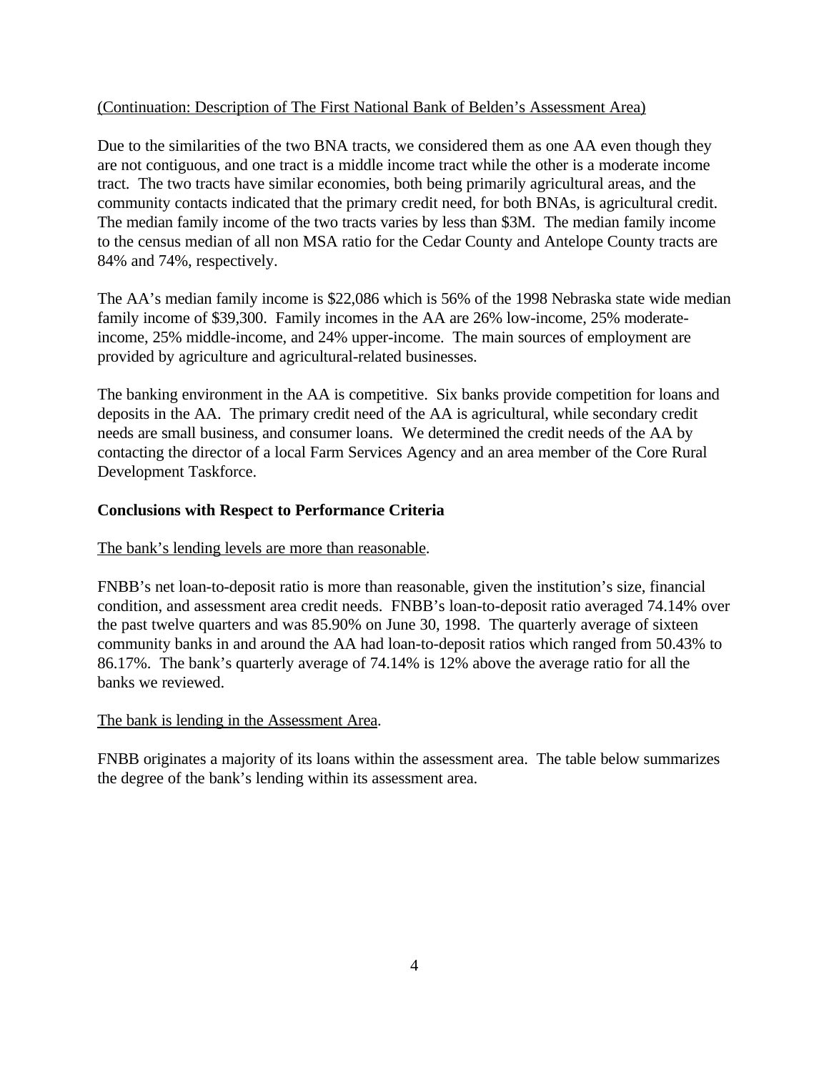(Continuation: Description of The First National Bank of Belden's Assessment Area)

Due to the similarities of the two BNA tracts, we considered them as one AA even though they are not contiguous, and one tract is a middle income tract while the other is a moderate income tract. The two tracts have similar economies, both being primarily agricultural areas, and the community contacts indicated that the primary credit need, for both BNAs, is agricultural credit. The median family income of the two tracts varies by less than \$3M. The median family income to the census median of all non MSA ratio for the Cedar County and Antelope County tracts are 84% and 74%, respectively.

The AA's median family income is \$22,086 which is 56% of the 1998 Nebraska state wide median family income of \$39,300. Family incomes in the AA are 26% low-income, 25% moderate-income, 25% middle-income, and 24% upper-income. The main sources of employment are provided by agriculture and agricultural-related businesses.

The banking environment in the AA is competitive. Six banks provide competition for loans and deposits in the AA. The primary credit need of the AA is agricultural, while secondary credit needs are small business, and consumer loans. We determined the credit needs of the AA by contacting the director of a local Farm Services Agency and an area member of the Core Rural Development Taskforce.

## Conclusions with Respect to Performance Criteria

The bank's lending levels are more than reasonable.

FNBB's net loan-to-deposit ratio is more than reasonable, given the institution's size, financial condition, and assessment area credit needs. FNBB's loan-to-deposit ratio averaged 74.14% over the past twelve quarters and was 85.90% on June 30, 1998. The quarterly average of sixteen community banks in and around the AA had loan-to-deposit ratios which ranged from 50.43% to 86.17%. The bank's quarterly average of 74.14% is 12% above the average ratio for all the banks we reviewed.

The bank is lending in the Assessment Area.

FNBB originates a majority of its loans within the assessment area. The table below summarizes the degree of the bank's lending within its assessment area.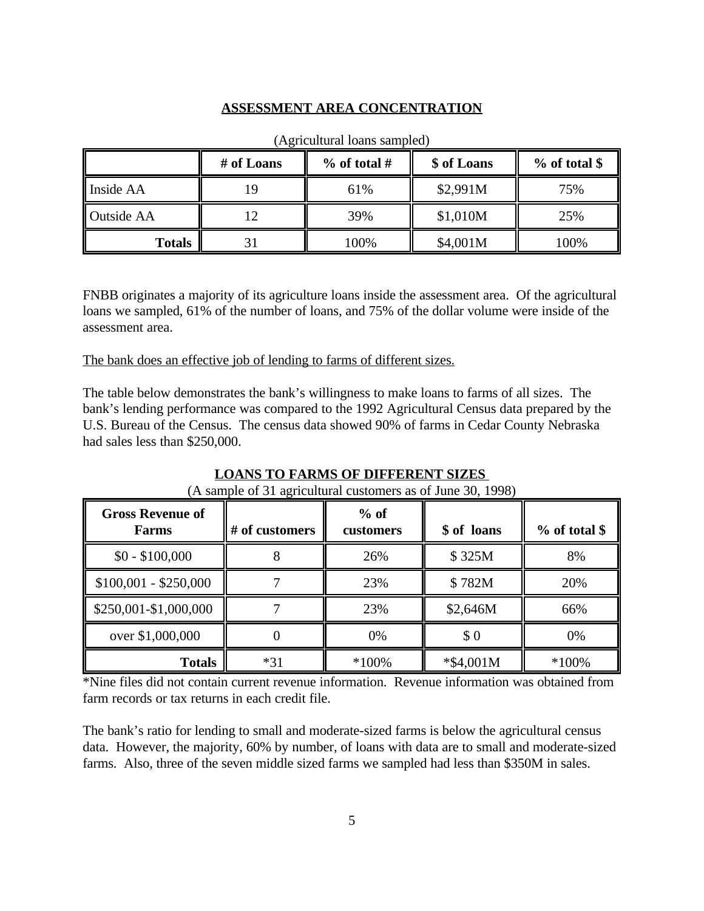## ASSESSMENT AREA CONCENTRATION

(Agricultural loans sampled)

| | # of Loans | % of total # | $ of Loans | % of total $ |
|---|---|---|---|---|
| Inside AA | 19 | 61% | $2,991M | 75% |
| Outside AA | 12 | 39% | $1,010M | 25% |
| **Totals** | 31 | 100% | $4,001M | 100% |

FNBB originates a majority of its agriculture loans inside the assessment area. Of the agricultural loans we sampled, 61% of the number of loans, and 75% of the dollar volume were inside of the assessment area.

<u>The bank does an effective job of lending to farms of different sizes.</u>

The table below demonstrates the bank's willingness to make loans to farms of all sizes. The bank's lending performance was compared to the 1992 Agricultural Census data prepared by the U.S. Bureau of the Census. The census data showed 90% of farms in Cedar County Nebraska had sales less than $250,000.

## LOANS TO FARMS OF DIFFERENT SIZES

(A sample of 31 agricultural customers as of June 30, 1998)

| Gross Revenue of Farms | # of customers | % of customers | $ of loans | % of total $ |
|---|---|---|---|---|
| $0 - $100,000 | 8 | 26% | $ 325M | 8% |
| $100,001 - $250,000 | 7 | 23% | $ 782M | 20% |
| $250,001-$1,000,000 | 7 | 23% | $2,646M | 66% |
| over $1,000,000 | 0 | 0% | $ 0 | 0% |
| **Totals** | *31 | *100% | *$4,001M | *100% |

*Nine files did not contain current revenue information. Revenue information was obtained from farm records or tax returns in each credit file.

The bank's ratio for lending to small and moderate-sized farms is below the agricultural census data. However, the majority, 60% by number, of loans with data are to small and moderate-sized farms. Also, three of the seven middle sized farms we sampled had less than $350M in sales.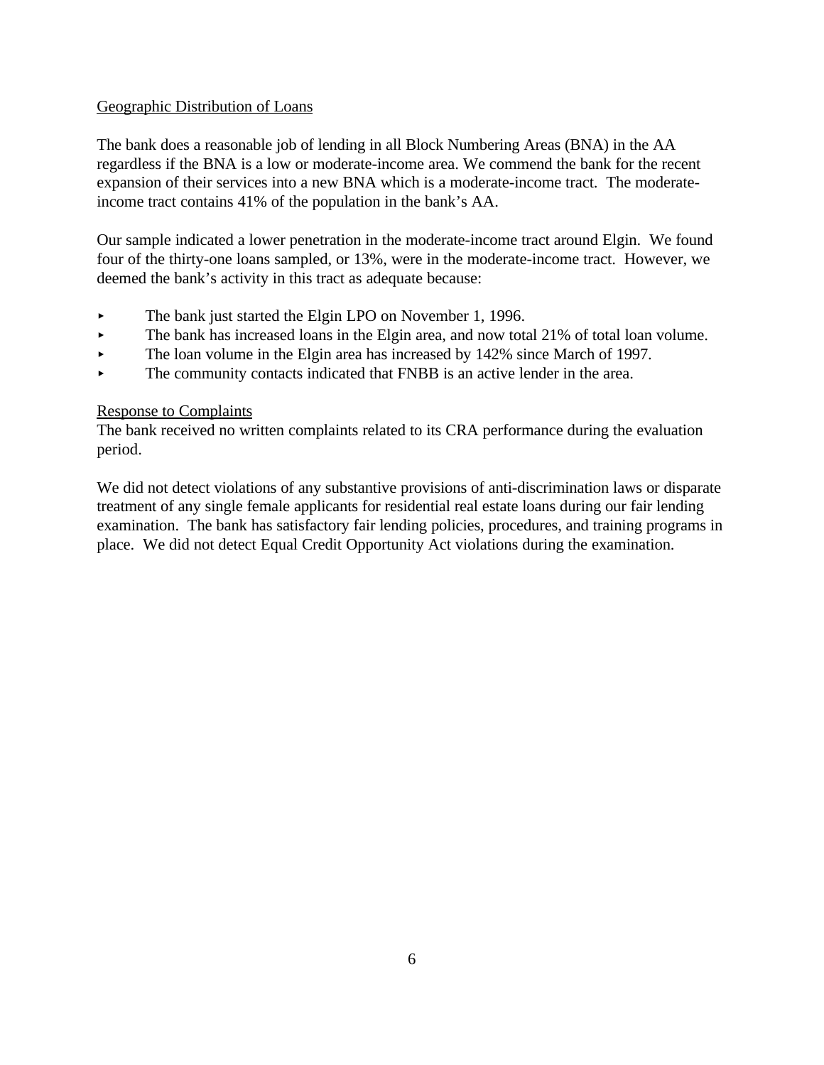## Geographic Distribution of Loans

The bank does a reasonable job of lending in all Block Numbering Areas (BNA) in the AA regardless if the BNA is a low or moderate-income area. We commend the bank for the recent expansion of their services into a new BNA which is a moderate-income tract. The moderate-income tract contains 41% of the population in the bank's AA.

Our sample indicated a lower penetration in the moderate-income tract around Elgin. We found four of the thirty-one loans sampled, or 13%, were in the moderate-income tract. However, we deemed the bank's activity in this tract as adequate because:

- The bank just started the Elgin LPO on November 1, 1996.
- The bank has increased loans in the Elgin area, and now total 21% of total loan volume.
- The loan volume in the Elgin area has increased by 142% since March of 1997.
- The community contacts indicated that FNBB is an active lender in the area.

## Response to Complaints

The bank received no written complaints related to its CRA performance during the evaluation period.

We did not detect violations of any substantive provisions of anti-discrimination laws or disparate treatment of any single female applicants for residential real estate loans during our fair lending examination. The bank has satisfactory fair lending policies, procedures, and training programs in place. We did not detect Equal Credit Opportunity Act violations during the examination.